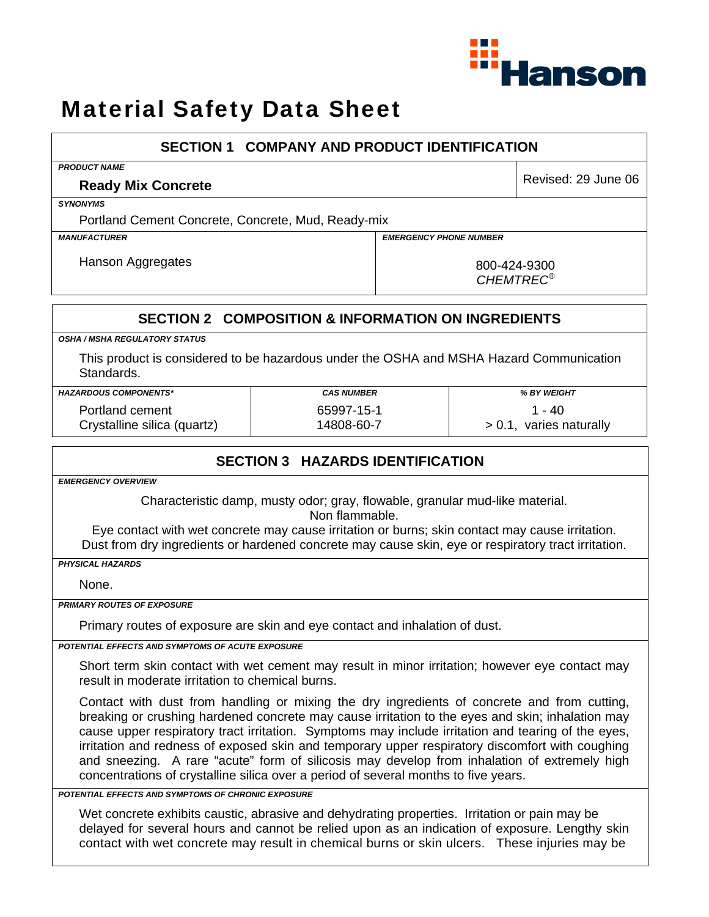Hanson

# Material Safety Data Sheet

## SECTION 1 COMPANY AND PRODUCT IDENTIFICATION

*PRODUCT NAME*

**Ready Mix Concrete**

Revised: 29 June 06

*SYNONYMS*

Portland Cement Concrete, Concrete, Mud, Ready-mix

| *MANUFACTURER* | *EMERGENCY PHONE NUMBER* |
|---|---|
| Hanson Aggregates | 800-424-9300 *CHEMTREC®* |

## SECTION 2 COMPOSITION & INFORMATION ON INGREDIENTS

*OSHA / MSHA REGULATORY STATUS*

This product is considered to be hazardous under the OSHA and MSHA Hazard Communication Standards.

| *HAZARDOUS COMPONENTS** | *CAS NUMBER* | *% BY WEIGHT* |
|---|---|---|
| Portland cement | 65997-15-1 | 1 - 40 |
| Crystalline silica (quartz) | 14808-60-7 | > 0.1, varies naturally |

## SECTION 3 HAZARDS IDENTIFICATION

*EMERGENCY OVERVIEW*

Characteristic damp, musty odor; gray, flowable, granular mud-like material.
Non flammable.
Eye contact with wet concrete may cause irritation or burns; skin contact may cause irritation.
Dust from dry ingredients or hardened concrete may cause skin, eye or respiratory tract irritation.

*PHYSICAL HAZARDS*

None.

*PRIMARY ROUTES OF EXPOSURE*

Primary routes of exposure are skin and eye contact and inhalation of dust.

*POTENTIAL EFFECTS AND SYMPTOMS OF ACUTE EXPOSURE*

Short term skin contact with wet cement may result in minor irritation; however eye contact may result in moderate irritation to chemical burns.

Contact with dust from handling or mixing the dry ingredients of concrete and from cutting, breaking or crushing hardened concrete may cause irritation to the eyes and skin; inhalation may cause upper respiratory tract irritation. Symptoms may include irritation and tearing of the eyes, irritation and redness of exposed skin and temporary upper respiratory discomfort with coughing and sneezing. A rare "acute" form of silicosis may develop from inhalation of extremely high concentrations of crystalline silica over a period of several months to five years.

*POTENTIAL EFFECTS AND SYMPTOMS OF CHRONIC EXPOSURE*

Wet concrete exhibits caustic, abrasive and dehydrating properties. Irritation or pain may be delayed for several hours and cannot be relied upon as an indication of exposure. Lengthy skin contact with wet concrete may result in chemical burns or skin ulcers. These injuries may be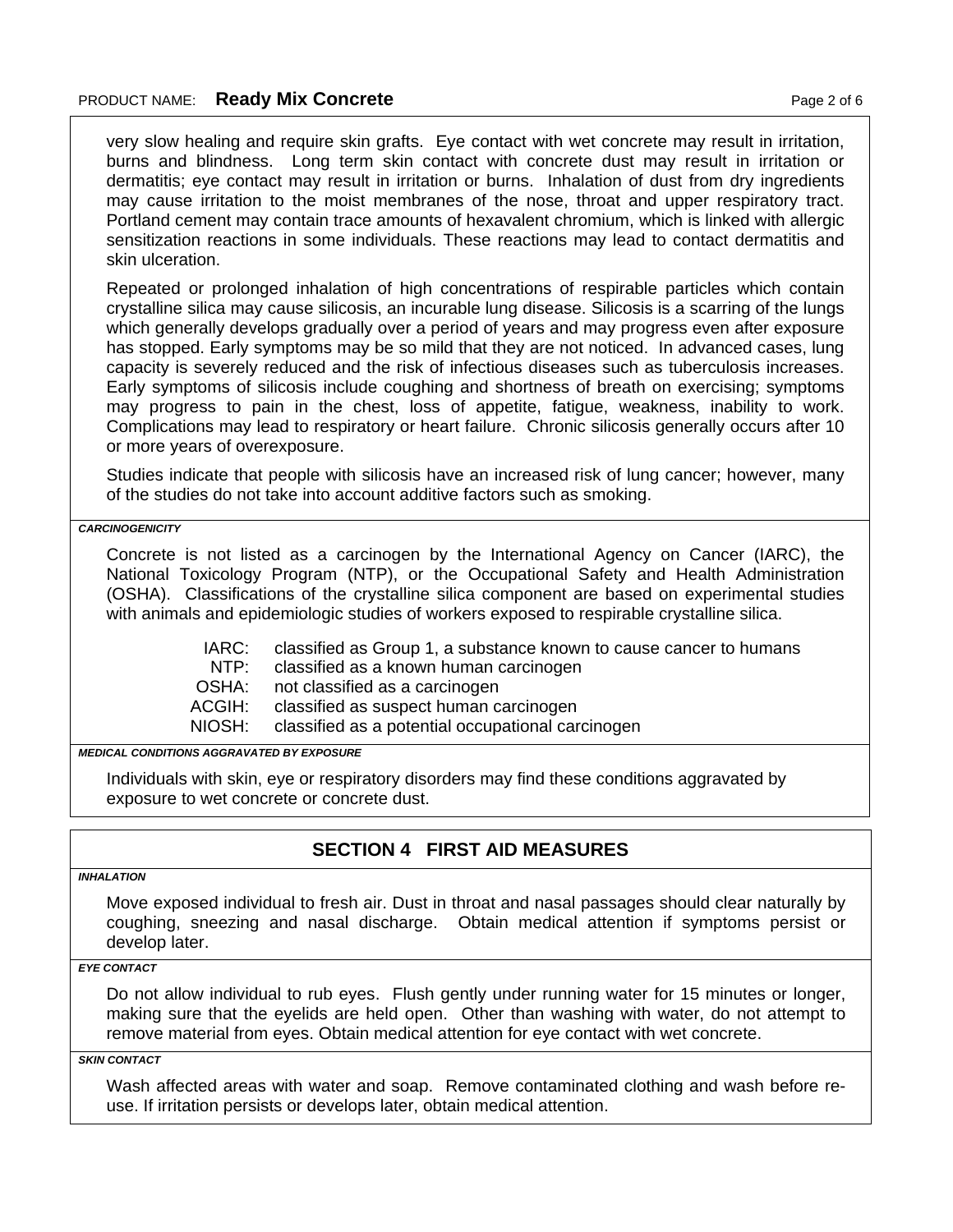very slow healing and require skin grafts. Eye contact with wet concrete may result in irritation, burns and blindness. Long term skin contact with concrete dust may result in irritation or dermatitis; eye contact may result in irritation or burns. Inhalation of dust from dry ingredients may cause irritation to the moist membranes of the nose, throat and upper respiratory tract. Portland cement may contain trace amounts of hexavalent chromium, which is linked with allergic sensitization reactions in some individuals. These reactions may lead to contact dermatitis and skin ulceration.

Repeated or prolonged inhalation of high concentrations of respirable particles which contain crystalline silica may cause silicosis, an incurable lung disease. Silicosis is a scarring of the lungs which generally develops gradually over a period of years and may progress even after exposure has stopped. Early symptoms may be so mild that they are not noticed. In advanced cases, lung capacity is severely reduced and the risk of infectious diseases such as tuberculosis increases. Early symptoms of silicosis include coughing and shortness of breath on exercising; symptoms may progress to pain in the chest, loss of appetite, fatigue, weakness, inability to work. Complications may lead to respiratory or heart failure. Chronic silicosis generally occurs after 10 or more years of overexposure.

Studies indicate that people with silicosis have an increased risk of lung cancer; however, many of the studies do not take into account additive factors such as smoking.

***CARCINOGENICITY***

Concrete is not listed as a carcinogen by the International Agency on Cancer (IARC), the National Toxicology Program (NTP), or the Occupational Safety and Health Administration (OSHA). Classifications of the crystalline silica component are based on experimental studies with animals and epidemiologic studies of workers exposed to respirable crystalline silica.

| | |
|---|---|
| IARC: | classified as Group 1, a substance known to cause cancer to humans |
| NTP: | classified as a known human carcinogen |
| OSHA: | not classified as a carcinogen |
| ACGIH: | classified as suspect human carcinogen |
| NIOSH: | classified as a potential occupational carcinogen |

***MEDICAL CONDITIONS AGGRAVATED BY EXPOSURE***

Individuals with skin, eye or respiratory disorders may find these conditions aggravated by exposure to wet concrete or concrete dust.

## SECTION 4 FIRST AID MEASURES

***INHALATION***

Move exposed individual to fresh air. Dust in throat and nasal passages should clear naturally by coughing, sneezing and nasal discharge. Obtain medical attention if symptoms persist or develop later.

***EYE CONTACT***

Do not allow individual to rub eyes. Flush gently under running water for 15 minutes or longer, making sure that the eyelids are held open. Other than washing with water, do not attempt to remove material from eyes. Obtain medical attention for eye contact with wet concrete.

***SKIN CONTACT***

Wash affected areas with water and soap. Remove contaminated clothing and wash before re-use. If irritation persists or develops later, obtain medical attention.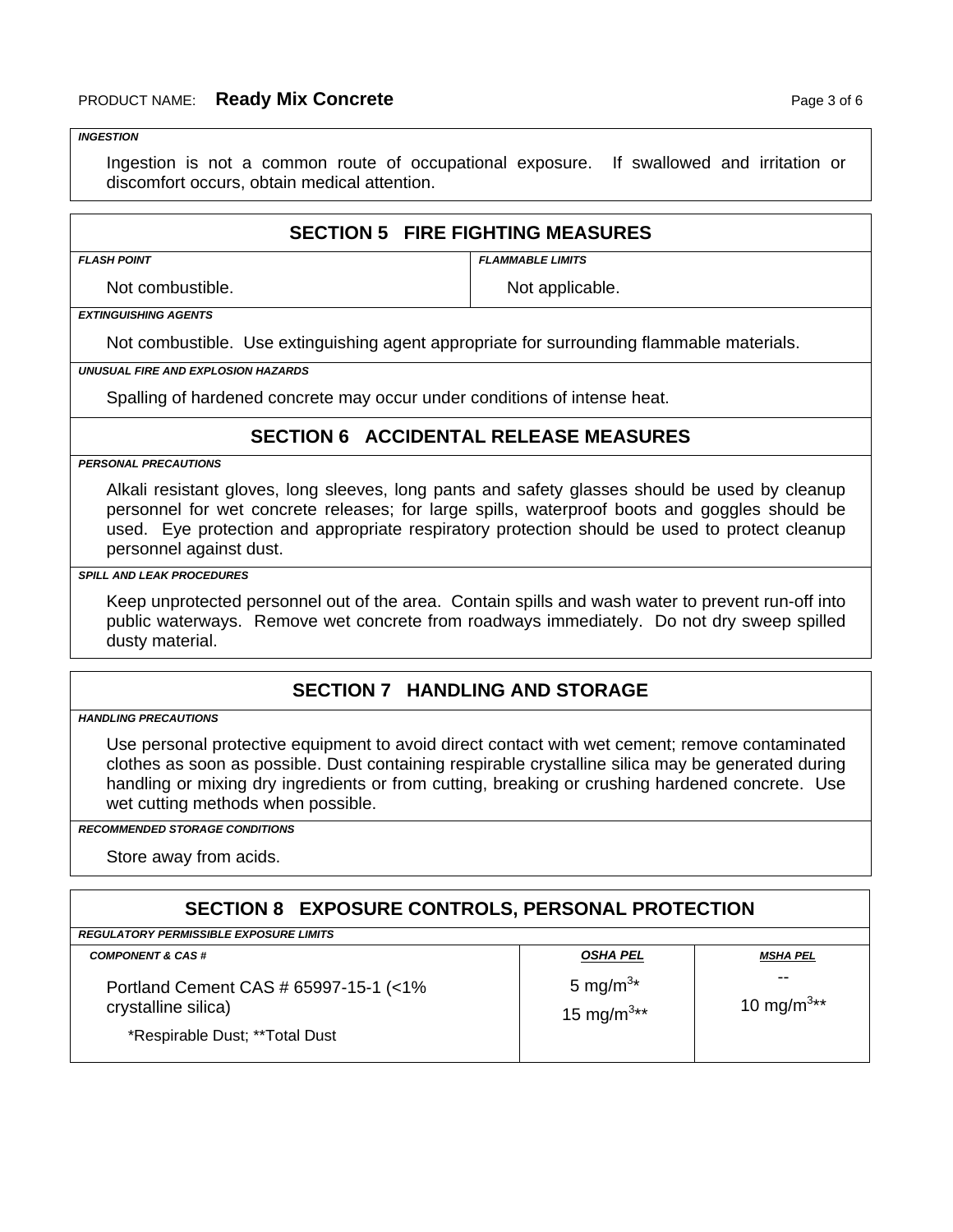***INGESTION***

Ingestion is not a common route of occupational exposure. If swallowed and irritation or discomfort occurs, obtain medical attention.

## SECTION 5 FIRE FIGHTING MEASURES

| ***FLASH POINT*** | ***FLAMMABLE LIMITS*** |
|---|---|
| Not combustible. | Not applicable. |

***EXTINGUISHING AGENTS***

Not combustible. Use extinguishing agent appropriate for surrounding flammable materials.

***UNUSUAL FIRE AND EXPLOSION HAZARDS***

Spalling of hardened concrete may occur under conditions of intense heat.

## SECTION 6 ACCIDENTAL RELEASE MEASURES

***PERSONAL PRECAUTIONS***

Alkali resistant gloves, long sleeves, long pants and safety glasses should be used by cleanup personnel for wet concrete releases; for large spills, waterproof boots and goggles should be used. Eye protection and appropriate respiratory protection should be used to protect cleanup personnel against dust.

***SPILL AND LEAK PROCEDURES***

Keep unprotected personnel out of the area. Contain spills and wash water to prevent run-off into public waterways. Remove wet concrete from roadways immediately. Do not dry sweep spilled dusty material.

## SECTION 7 HANDLING AND STORAGE

***HANDLING PRECAUTIONS***

Use personal protective equipment to avoid direct contact with wet cement; remove contaminated clothes as soon as possible. Dust containing respirable crystalline silica may be generated during handling or mixing dry ingredients or from cutting, breaking or crushing hardened concrete. Use wet cutting methods when possible.

***RECOMMENDED STORAGE CONDITIONS***

Store away from acids.

## SECTION 8 EXPOSURE CONTROLS, PERSONAL PROTECTION

***REGULATORY PERMISSIBLE EXPOSURE LIMITS***

| ***COMPONENT & CAS #*** | ***OSHA PEL*** | ***MSHA PEL*** |
|---|---|---|
| Portland Cement CAS # 65997-15-1 (<1% crystalline silica)<br>*Respirable Dust; **Total Dust | 5 mg/m$^3$*<br>15 mg/m$^3$** | --<br>10 mg/m$^3$** |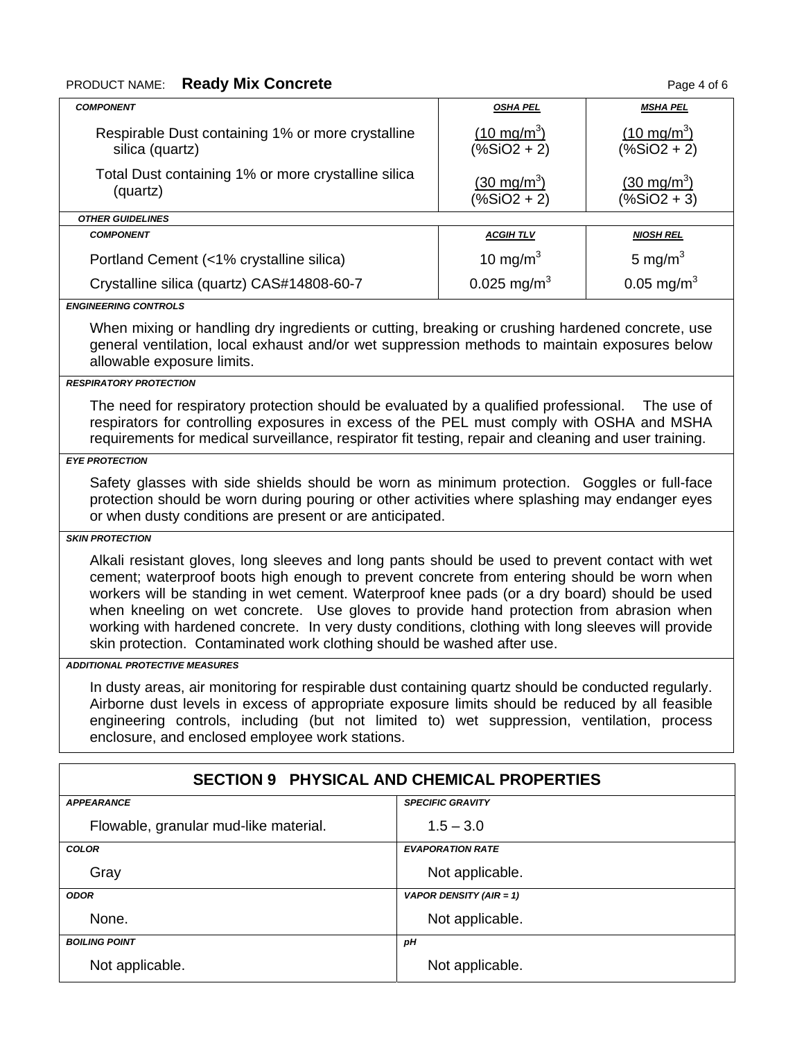| COMPONENT | OSHA PEL | MSHA PEL |
|---|---|---|
| Respirable Dust containing 1% or more crystalline silica (quartz) | $\frac{10 \text{ mg/m}^3}{\%SiO_2 + 2}$ | $\frac{10 \text{ mg/m}^3}{\%SiO_2 + 2}$ |
| Total Dust containing 1% or more crystalline silica (quartz) | $\frac{30 \text{ mg/m}^3}{\%SiO_2 + 2}$ | $\frac{30 \text{ mg/m}^3}{\%SiO_2 + 3}$ |

**OTHER GUIDELINES**

| COMPONENT | ACGIH TLV | NIOSH REL |
|---|---|---|
| Portland Cement (<1% crystalline silica) | 10 mg/m$^3$ | 5 mg/m$^3$ |
| Crystalline silica (quartz) CAS#14808-60-7 | 0.025 mg/m$^3$ | 0.05 mg/m$^3$ |

**ENGINEERING CONTROLS**

When mixing or handling dry ingredients or cutting, breaking or crushing hardened concrete, use general ventilation, local exhaust and/or wet suppression methods to maintain exposures below allowable exposure limits.

**RESPIRATORY PROTECTION**

The need for respiratory protection should be evaluated by a qualified professional. The use of respirators for controlling exposures in excess of the PEL must comply with OSHA and MSHA requirements for medical surveillance, respirator fit testing, repair and cleaning and user training.

**EYE PROTECTION**

Safety glasses with side shields should be worn as minimum protection. Goggles or full-face protection should be worn during pouring or other activities where splashing may endanger eyes or when dusty conditions are present or are anticipated.

**SKIN PROTECTION**

Alkali resistant gloves, long sleeves and long pants should be used to prevent contact with wet cement; waterproof boots high enough to prevent concrete from entering should be worn when workers will be standing in wet cement. Waterproof knee pads (or a dry board) should be used when kneeling on wet concrete. Use gloves to provide hand protection from abrasion when working with hardened concrete. In very dusty conditions, clothing with long sleeves will provide skin protection. Contaminated work clothing should be washed after use.

**ADDITIONAL PROTECTIVE MEASURES**

In dusty areas, air monitoring for respirable dust containing quartz should be conducted regularly. Airborne dust levels in excess of appropriate exposure limits should be reduced by all feasible engineering controls, including (but not limited to) wet suppression, ventilation, process enclosure, and enclosed employee work stations.

## SECTION 9 PHYSICAL AND CHEMICAL PROPERTIES

| APPEARANCE | SPECIFIC GRAVITY |
|---|---|
| Flowable, granular mud-like material. | 1.5 – 3.0 |
| **COLOR** | **EVAPORATION RATE** |
| Gray | Not applicable. |
| **ODOR** | **VAPOR DENSITY (AIR = 1)** |
| None. | Not applicable. |
| **BOILING POINT** | **pH** |
| Not applicable. | Not applicable. |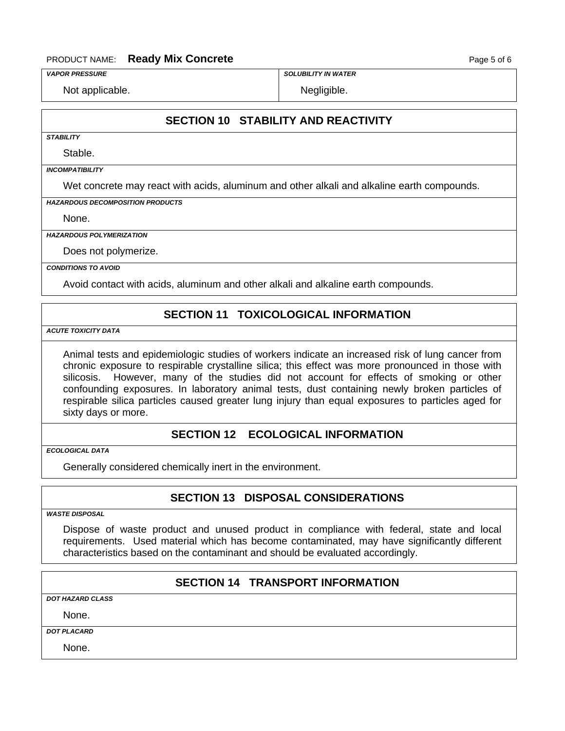***VAPOR PRESSURE***

Not applicable.

***SOLUBILITY IN WATER***

Negligible.

## SECTION 10 STABILITY AND REACTIVITY

***STABILITY***

Stable.

***INCOMPATIBILITY***

Wet concrete may react with acids, aluminum and other alkali and alkaline earth compounds.

***HAZARDOUS DECOMPOSITION PRODUCTS***

None.

***HAZARDOUS POLYMERIZATION***

Does not polymerize.

***CONDITIONS TO AVOID***

Avoid contact with acids, aluminum and other alkali and alkaline earth compounds.

## SECTION 11 TOXICOLOGICAL INFORMATION

***ACUTE TOXICITY DATA***

Animal tests and epidemiologic studies of workers indicate an increased risk of lung cancer from chronic exposure to respirable crystalline silica; this effect was more pronounced in those with silicosis. However, many of the studies did not account for effects of smoking or other confounding exposures. In laboratory animal tests, dust containing newly broken particles of respirable silica particles caused greater lung injury than equal exposures to particles aged for sixty days or more.

## SECTION 12 ECOLOGICAL INFORMATION

***ECOLOGICAL DATA***

Generally considered chemically inert in the environment.

## SECTION 13 DISPOSAL CONSIDERATIONS

***WASTE DISPOSAL***

Dispose of waste product and unused product in compliance with federal, state and local requirements. Used material which has become contaminated, may have significantly different characteristics based on the contaminant and should be evaluated accordingly.

## SECTION 14 TRANSPORT INFORMATION

***DOT HAZARD CLASS***

None.

***DOT PLACARD***

None.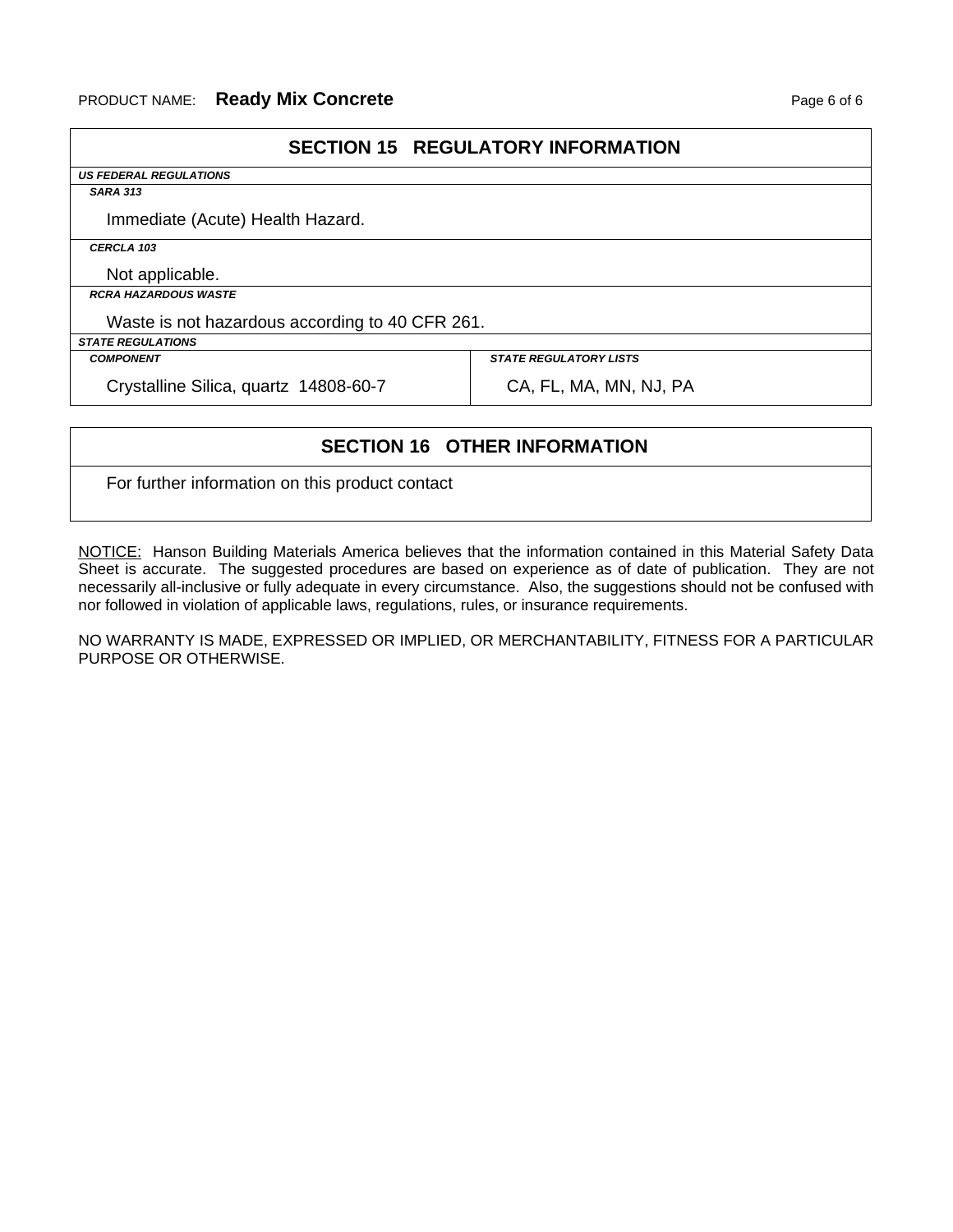## SECTION 15 REGULATORY INFORMATION

***US FEDERAL REGULATIONS***

***SARA 313***

Immediate (Acute) Health Hazard.

***CERCLA 103***

Not applicable.

***RCRA HAZARDOUS WASTE***

Waste is not hazardous according to 40 CFR 261.

***STATE REGULATIONS***

| *COMPONENT* | *STATE REGULATORY LISTS* |
|---|---|
| Crystalline Silica, quartz 14808-60-7 | CA, FL, MA, MN, NJ, PA |

## SECTION 16 OTHER INFORMATION

For further information on this product contact

NOTICE: Hanson Building Materials America believes that the information contained in this Material Safety Data Sheet is accurate. The suggested procedures are based on experience as of date of publication. They are not necessarily all-inclusive or fully adequate in every circumstance. Also, the suggestions should not be confused with nor followed in violation of applicable laws, regulations, rules, or insurance requirements.

NO WARRANTY IS MADE, EXPRESSED OR IMPLIED, OR MERCHANTABILITY, FITNESS FOR A PARTICULAR PURPOSE OR OTHERWISE.